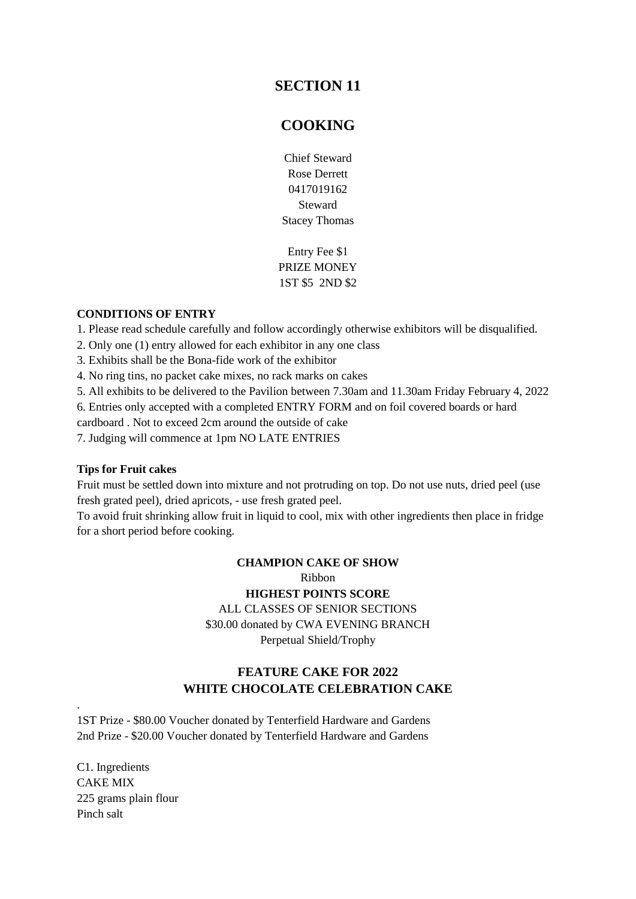# SECTION 11

# COOKING

Chief Steward
Rose Derrett
0417019162
Steward
Stacey Thomas

Entry Fee $1
PRIZE MONEY
1ST $5 2ND $2

**CONDITIONS OF ENTRY**

1. Please read schedule carefully and follow accordingly otherwise exhibitors will be disqualified.
2. Only one (1) entry allowed for each exhibitor in any one class
3. Exhibits shall be the Bona-fide work of the exhibitor
4. No ring tins, no packet cake mixes, no rack marks on cakes
5. All exhibits to be delivered to the Pavilion between 7.30am and 11.30am Friday February 4, 2022
6. Entries only accepted with a completed ENTRY FORM and on foil covered boards or hard cardboard . Not to exceed 2cm around the outside of cake
7. Judging will commence at 1pm NO LATE ENTRIES

**Tips for Fruit cakes**

Fruit must be settled down into mixture and not protruding on top. Do not use nuts, dried peel (use fresh grated peel), dried apricots, - use fresh grated peel.
To avoid fruit shrinking allow fruit in liquid to cool, mix with other ingredients then place in fridge for a short period before cooking.

**CHAMPION CAKE OF SHOW**
Ribbon
**HIGHEST POINTS SCORE**
ALL CLASSES OF SENIOR SECTIONS
$30.00 donated by CWA EVENING BRANCH
Perpetual Shield/Trophy

## FEATURE CAKE FOR 2022
## WHITE CHOCOLATE CELEBRATION CAKE

.
1ST Prize - $80.00 Voucher donated by Tenterfield Hardware and Gardens
2nd Prize - $20.00 Voucher donated by Tenterfield Hardware and Gardens

C1. Ingredients
CAKE MIX
225 grams plain flour
Pinch salt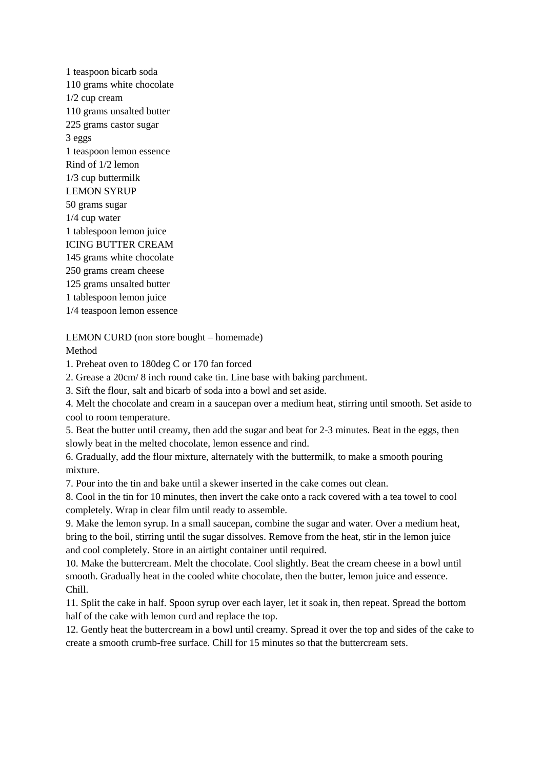1 teaspoon bicarb soda
110 grams white chocolate
1/2 cup cream
110 grams unsalted butter
225 grams castor sugar
3 eggs
1 teaspoon lemon essence
Rind of 1/2 lemon
1/3 cup buttermilk
LEMON SYRUP
50 grams sugar
1/4 cup water
1 tablespoon lemon juice
ICING BUTTER CREAM
145 grams white chocolate
250 grams cream cheese
125 grams unsalted butter
1 tablespoon lemon juice
1/4 teaspoon lemon essence

LEMON CURD (non store bought – homemade)
Method

1. Preheat oven to 180deg C or 170 fan forced
2. Grease a 20cm/ 8 inch round cake tin. Line base with baking parchment.
3. Sift the flour, salt and bicarb of soda into a bowl and set aside.
4. Melt the chocolate and cream in a saucepan over a medium heat, stirring until smooth. Set aside to cool to room temperature.
5. Beat the butter until creamy, then add the sugar and beat for 2-3 minutes. Beat in the eggs, then slowly beat in the melted chocolate, lemon essence and rind.
6. Gradually, add the flour mixture, alternately with the buttermilk, to make a smooth pouring mixture.
7. Pour into the tin and bake until a skewer inserted in the cake comes out clean.
8. Cool in the tin for 10 minutes, then invert the cake onto a rack covered with a tea towel to cool completely. Wrap in clear film until ready to assemble.
9. Make the lemon syrup. In a small saucepan, combine the sugar and water. Over a medium heat, bring to the boil, stirring until the sugar dissolves. Remove from the heat, stir in the lemon juice and cool completely. Store in an airtight container until required.
10. Make the buttercream. Melt the chocolate. Cool slightly. Beat the cream cheese in a bowl until smooth. Gradually heat in the cooled white chocolate, then the butter, lemon juice and essence. Chill.
11. Split the cake in half. Spoon syrup over each layer, let it soak in, then repeat. Spread the bottom half of the cake with lemon curd and replace the top.
12. Gently heat the buttercream in a bowl until creamy. Spread it over the top and sides of the cake to create a smooth crumb-free surface. Chill for 15 minutes so that the buttercream sets.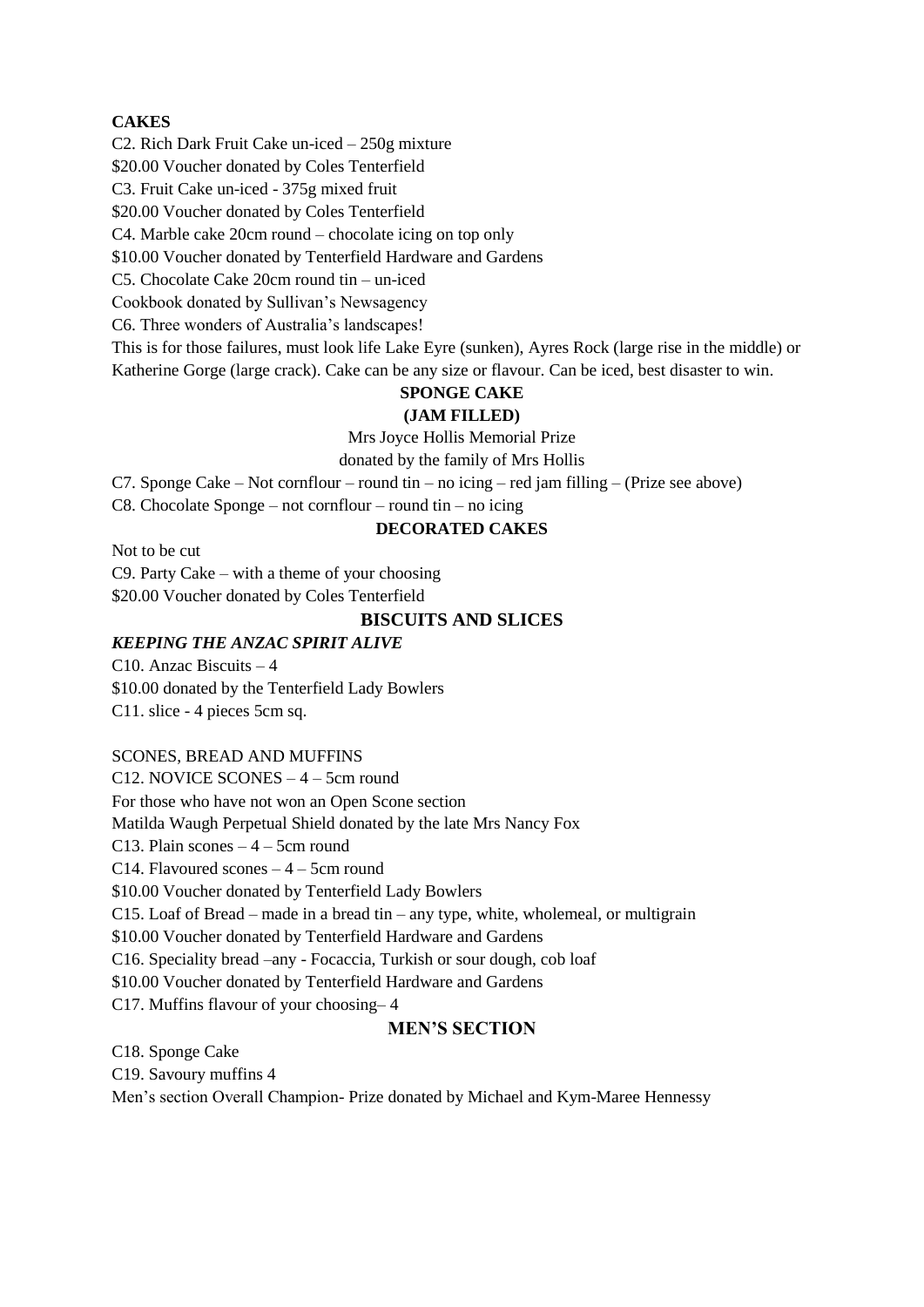**CAKES**

C2. Rich Dark Fruit Cake un-iced – 250g mixture

$20.00 Voucher donated by Coles Tenterfield

C3. Fruit Cake un-iced - 375g mixed fruit

$20.00 Voucher donated by Coles Tenterfield

C4. Marble cake 20cm round – chocolate icing on top only

$10.00 Voucher donated by Tenterfield Hardware and Gardens

C5. Chocolate Cake 20cm round tin – un-iced

Cookbook donated by Sullivan's Newsagency

C6. Three wonders of Australia's landscapes!

This is for those failures, must look life Lake Eyre (sunken), Ayres Rock (large rise in the middle) or Katherine Gorge (large crack). Cake can be any size or flavour. Can be iced, best disaster to win.

**SPONGE CAKE**

**(JAM FILLED)**

Mrs Joyce Hollis Memorial Prize

donated by the family of Mrs Hollis

C7. Sponge Cake – Not cornflour – round tin – no icing – red jam filling – (Prize see above)

C8. Chocolate Sponge – not cornflour – round tin – no icing

**DECORATED CAKES**

Not to be cut

C9. Party Cake – with a theme of your choosing

$20.00 Voucher donated by Coles Tenterfield

**BISCUITS AND SLICES**

***KEEPING THE ANZAC SPIRIT ALIVE***

C10. Anzac Biscuits – 4

$10.00 donated by the Tenterfield Lady Bowlers

C11. slice - 4 pieces 5cm sq.

SCONES, BREAD AND MUFFINS

C12. NOVICE SCONES – 4 – 5cm round

For those who have not won an Open Scone section

Matilda Waugh Perpetual Shield donated by the late Mrs Nancy Fox

C13. Plain scones – 4 – 5cm round

C14. Flavoured scones – 4 – 5cm round

$10.00 Voucher donated by Tenterfield Lady Bowlers

C15. Loaf of Bread – made in a bread tin – any type, white, wholemeal, or multigrain

$10.00 Voucher donated by Tenterfield Hardware and Gardens

C16. Speciality bread –any - Focaccia, Turkish or sour dough, cob loaf

$10.00 Voucher donated by Tenterfield Hardware and Gardens

C17. Muffins flavour of your choosing– 4

**MEN'S SECTION**

C18. Sponge Cake

C19. Savoury muffins 4

Men's section Overall Champion- Prize donated by Michael and Kym-Maree Hennessy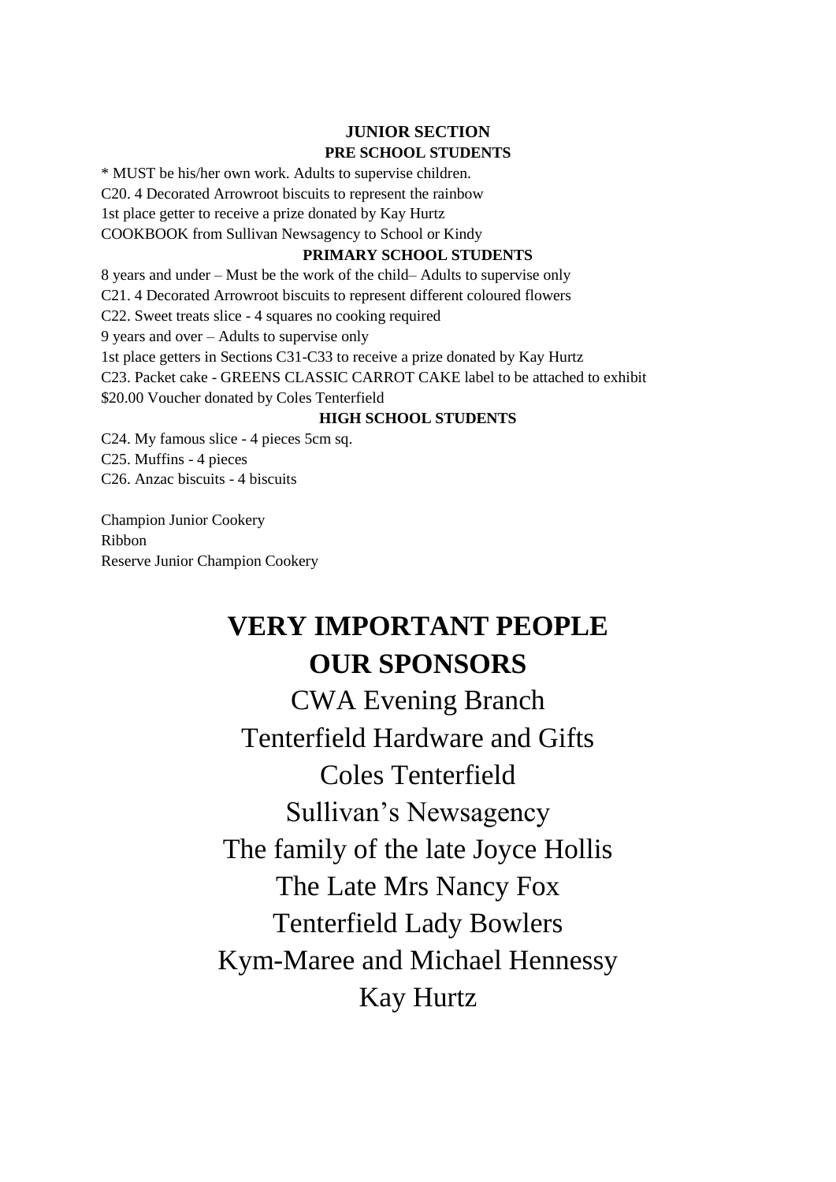## JUNIOR SECTION

### PRE SCHOOL STUDENTS

* MUST be his/her own work. Adults to supervise children.
C20. 4 Decorated Arrowroot biscuits to represent the rainbow
1st place getter to receive a prize donated by Kay Hurtz
COOKBOOK from Sullivan Newsagency to School or Kindy

### PRIMARY SCHOOL STUDENTS

8 years and under – Must be the work of the child– Adults to supervise only
C21. 4 Decorated Arrowroot biscuits to represent different coloured flowers
C22. Sweet treats slice - 4 squares no cooking required
9 years and over – Adults to supervise only
1st place getters in Sections C31-C33 to receive a prize donated by Kay Hurtz
C23. Packet cake - GREENS CLASSIC CARROT CAKE label to be attached to exhibit
$20.00 Voucher donated by Coles Tenterfield

### HIGH SCHOOL STUDENTS

C24. My famous slice - 4 pieces 5cm sq.
C25. Muffins - 4 pieces
C26. Anzac biscuits - 4 biscuits

Champion Junior Cookery
Ribbon
Reserve Junior Champion Cookery

# VERY IMPORTANT PEOPLE
# OUR SPONSORS

CWA Evening Branch
Tenterfield Hardware and Gifts
Coles Tenterfield
Sullivan's Newsagency
The family of the late Joyce Hollis
The Late Mrs Nancy Fox
Tenterfield Lady Bowlers
Kym-Maree and Michael Hennessy
Kay Hurtz